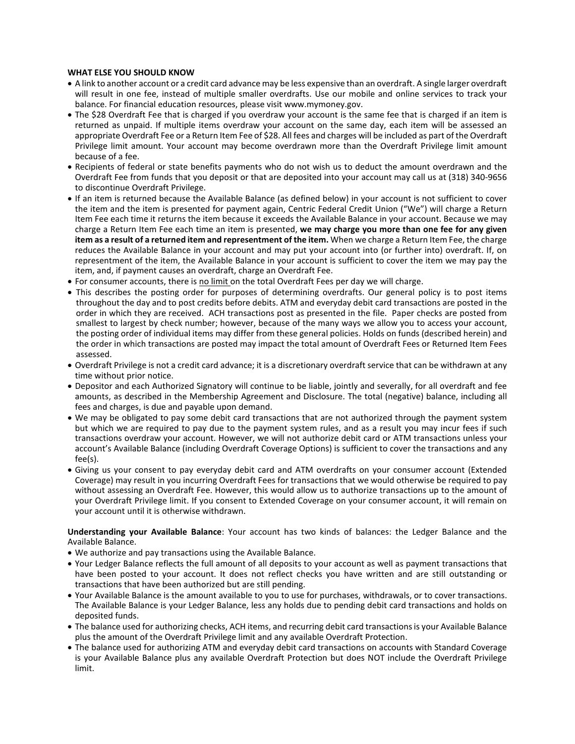**WHAT ELSE YOU SHOULD KNOW**

- A link to another account or a credit card advance may be less expensive than an overdraft. A single larger overdraft will result in one fee, instead of multiple smaller overdrafts. Use our mobile and online services to track your balance. For financial education resources, please visit www.mymoney.gov.
- The $28 Overdraft Fee that is charged if you overdraw your account is the same fee that is charged if an item is returned as unpaid. If multiple items overdraw your account on the same day, each item will be assessed an appropriate Overdraft Fee or a Return Item Fee of $28. All fees and charges will be included as part of the Overdraft Privilege limit amount. Your account may become overdrawn more than the Overdraft Privilege limit amount because of a fee.
- Recipients of federal or state benefits payments who do not wish us to deduct the amount overdrawn and the Overdraft Fee from funds that you deposit or that are deposited into your account may call us at (318) 340-9656 to discontinue Overdraft Privilege.
- If an item is returned because the Available Balance (as defined below) in your account is not sufficient to cover the item and the item is presented for payment again, Centric Federal Credit Union ("We") will charge a Return Item Fee each time it returns the item because it exceeds the Available Balance in your account. Because we may charge a Return Item Fee each time an item is presented, **we may charge you more than one fee for any given item as a result of a returned item and representment of the item.** When we charge a Return Item Fee, the charge reduces the Available Balance in your account and may put your account into (or further into) overdraft. If, on representment of the item, the Available Balance in your account is sufficient to cover the item we may pay the item, and, if payment causes an overdraft, charge an Overdraft Fee.
- For consumer accounts, there is no limit on the total Overdraft Fees per day we will charge.
- This describes the posting order for purposes of determining overdrafts. Our general policy is to post items throughout the day and to post credits before debits. ATM and everyday debit card transactions are posted in the order in which they are received. ACH transactions post as presented in the file. Paper checks are posted from smallest to largest by check number; however, because of the many ways we allow you to access your account, the posting order of individual items may differ from these general policies. Holds on funds (described herein) and the order in which transactions are posted may impact the total amount of Overdraft Fees or Returned Item Fees assessed.
- Overdraft Privilege is not a credit card advance; it is a discretionary overdraft service that can be withdrawn at any time without prior notice.
- Depositor and each Authorized Signatory will continue to be liable, jointly and severally, for all overdraft and fee amounts, as described in the Membership Agreement and Disclosure. The total (negative) balance, including all fees and charges, is due and payable upon demand.
- We may be obligated to pay some debit card transactions that are not authorized through the payment system but which we are required to pay due to the payment system rules, and as a result you may incur fees if such transactions overdraw your account. However, we will not authorize debit card or ATM transactions unless your account's Available Balance (including Overdraft Coverage Options) is sufficient to cover the transactions and any fee(s).
- Giving us your consent to pay everyday debit card and ATM overdrafts on your consumer account (Extended Coverage) may result in you incurring Overdraft Fees for transactions that we would otherwise be required to pay without assessing an Overdraft Fee. However, this would allow us to authorize transactions up to the amount of your Overdraft Privilege limit. If you consent to Extended Coverage on your consumer account, it will remain on your account until it is otherwise withdrawn.

**Understanding your Available Balance**: Your account has two kinds of balances: the Ledger Balance and the Available Balance.

- We authorize and pay transactions using the Available Balance.
- Your Ledger Balance reflects the full amount of all deposits to your account as well as payment transactions that have been posted to your account. It does not reflect checks you have written and are still outstanding or transactions that have been authorized but are still pending.
- Your Available Balance is the amount available to you to use for purchases, withdrawals, or to cover transactions. The Available Balance is your Ledger Balance, less any holds due to pending debit card transactions and holds on deposited funds.
- The balance used for authorizing checks, ACH items, and recurring debit card transactions is your Available Balance plus the amount of the Overdraft Privilege limit and any available Overdraft Protection.
- The balance used for authorizing ATM and everyday debit card transactions on accounts with Standard Coverage is your Available Balance plus any available Overdraft Protection but does NOT include the Overdraft Privilege limit.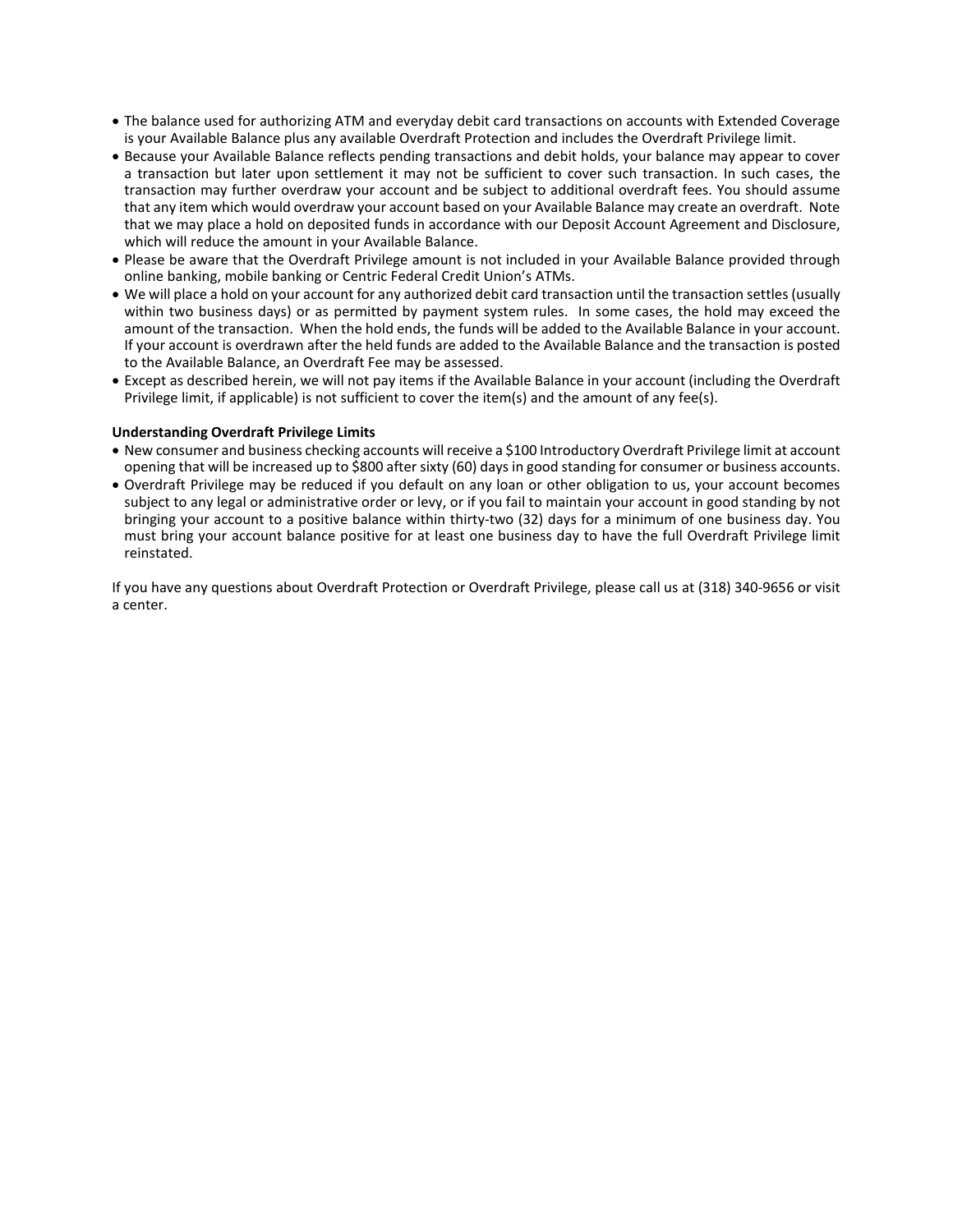- The balance used for authorizing ATM and everyday debit card transactions on accounts with Extended Coverage is your Available Balance plus any available Overdraft Protection and includes the Overdraft Privilege limit.
- Because your Available Balance reflects pending transactions and debit holds, your balance may appear to cover a transaction but later upon settlement it may not be sufficient to cover such transaction. In such cases, the transaction may further overdraw your account and be subject to additional overdraft fees. You should assume that any item which would overdraw your account based on your Available Balance may create an overdraft. Note that we may place a hold on deposited funds in accordance with our Deposit Account Agreement and Disclosure, which will reduce the amount in your Available Balance.
- Please be aware that the Overdraft Privilege amount is not included in your Available Balance provided through online banking, mobile banking or Centric Federal Credit Union's ATMs.
- We will place a hold on your account for any authorized debit card transaction until the transaction settles (usually within two business days) or as permitted by payment system rules. In some cases, the hold may exceed the amount of the transaction. When the hold ends, the funds will be added to the Available Balance in your account. If your account is overdrawn after the held funds are added to the Available Balance and the transaction is posted to the Available Balance, an Overdraft Fee may be assessed.
- Except as described herein, we will not pay items if the Available Balance in your account (including the Overdraft Privilege limit, if applicable) is not sufficient to cover the item(s) and the amount of any fee(s).

**Understanding Overdraft Privilege Limits**

- New consumer and business checking accounts will receive a $100 Introductory Overdraft Privilege limit at account opening that will be increased up to $800 after sixty (60) days in good standing for consumer or business accounts.
- Overdraft Privilege may be reduced if you default on any loan or other obligation to us, your account becomes subject to any legal or administrative order or levy, or if you fail to maintain your account in good standing by not bringing your account to a positive balance within thirty-two (32) days for a minimum of one business day. You must bring your account balance positive for at least one business day to have the full Overdraft Privilege limit reinstated.

If you have any questions about Overdraft Protection or Overdraft Privilege, please call us at (318) 340-9656 or visit a center.